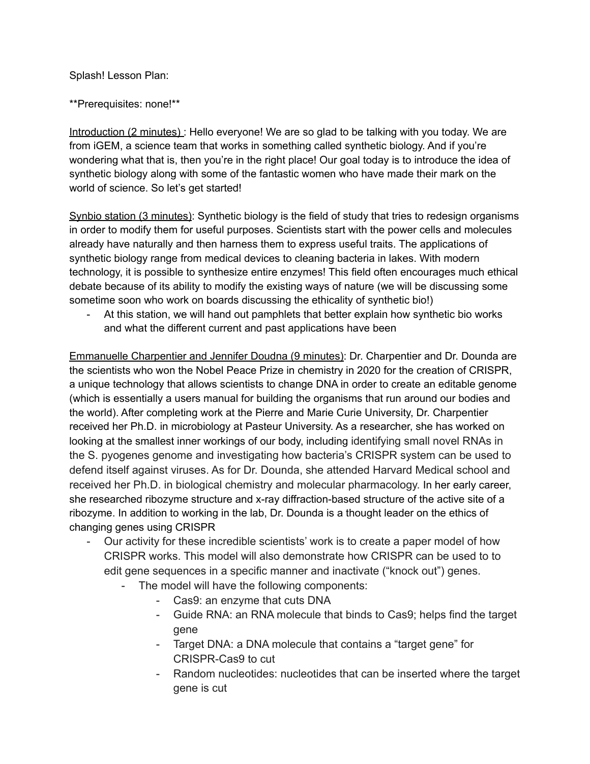Splash! Lesson Plan:

**Prerequisites: none!**

<u>Introduction (2 minutes)</u> : Hello everyone! We are so glad to be talking with you today. We are from iGEM, a science team that works in something called synthetic biology. And if you're wondering what that is, then you're in the right place! Our goal today is to introduce the idea of synthetic biology along with some of the fantastic women who have made their mark on the world of science. So let's get started!

<u>Synbio station (3 minutes)</u>: Synthetic biology is the field of study that tries to redesign organisms in order to modify them for useful purposes. Scientists start with the power cells and molecules already have naturally and then harness them to express useful traits. The applications of synthetic biology range from medical devices to cleaning bacteria in lakes. With modern technology, it is possible to synthesize entire enzymes! This field often encourages much ethical debate because of its ability to modify the existing ways of nature (we will be discussing some sometime soon who work on boards discussing the ethicality of synthetic bio!)

- At this station, we will hand out pamphlets that better explain how synthetic bio works and what the different current and past applications have been

<u>Emmanuelle Charpentier and Jennifer Doudna (9 minutes)</u>: Dr. Charpentier and Dr. Dounda are the scientists who won the Nobel Peace Prize in chemistry in 2020 for the creation of CRISPR, a unique technology that allows scientists to change DNA in order to create an editable genome (which is essentially a users manual for building the organisms that run around our bodies and the world). After completing work at the Pierre and Marie Curie University, Dr. Charpentier received her Ph.D. in microbiology at Pasteur University. As a researcher, she has worked on looking at the smallest inner workings of our body, including identifying small novel RNAs in the S. pyogenes genome and investigating how bacteria's CRISPR system can be used to defend itself against viruses. As for Dr. Dounda, she attended Harvard Medical school and received her Ph.D. in biological chemistry and molecular pharmacology. In her early career, she researched ribozyme structure and x-ray diffraction-based structure of the active site of a ribozyme. In addition to working in the lab, Dr. Dounda is a thought leader on the ethics of changing genes using CRISPR

- Our activity for these incredible scientists' work is to create a paper model of how CRISPR works. This model will also demonstrate how CRISPR can be used to to edit gene sequences in a specific manner and inactivate ("knock out") genes.
  - The model will have the following components:
    - Cas9: an enzyme that cuts DNA
    - Guide RNA: an RNA molecule that binds to Cas9; helps find the target gene
    - Target DNA: a DNA molecule that contains a "target gene" for CRISPR-Cas9 to cut
    - Random nucleotides: nucleotides that can be inserted where the target gene is cut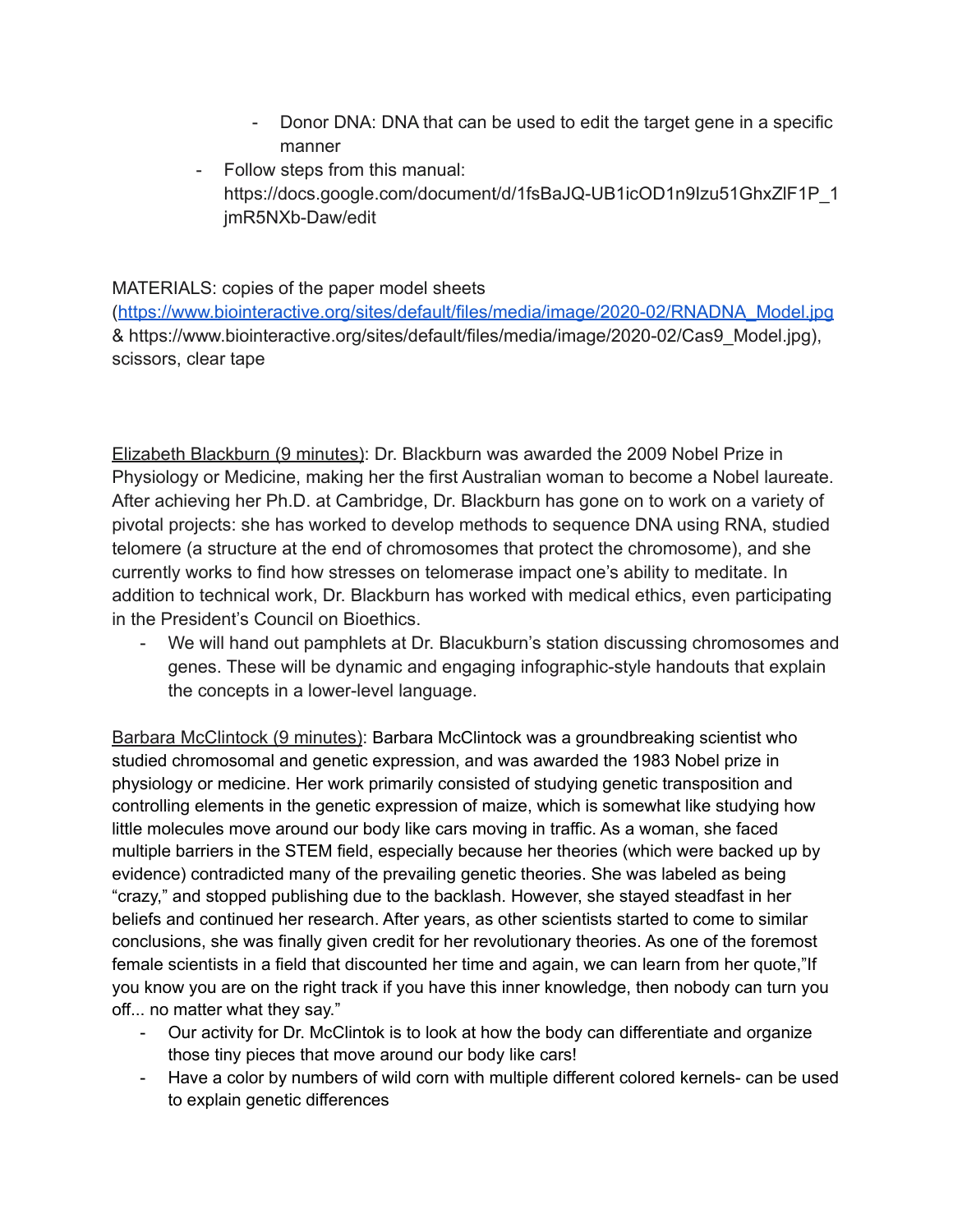- Donor DNA: DNA that can be used to edit the target gene in a specific manner
- Follow steps from this manual: https://docs.google.com/document/d/1fsBaJQ-UB1icOD1n9Izu51GhxZlF1P_1jmR5NXb-Daw/edit

MATERIALS: copies of the paper model sheets (https://www.biointeractive.org/sites/default/files/media/image/2020-02/RNADNA_Model.jpg & https://www.biointeractive.org/sites/default/files/media/image/2020-02/Cas9_Model.jpg), scissors, clear tape

<u>Elizabeth Blackburn (9 minutes)</u>: Dr. Blackburn was awarded the 2009 Nobel Prize in Physiology or Medicine, making her the first Australian woman to become a Nobel laureate. After achieving her Ph.D. at Cambridge, Dr. Blackburn has gone on to work on a variety of pivotal projects: she has worked to develop methods to sequence DNA using RNA, studied telomere (a structure at the end of chromosomes that protect the chromosome), and she currently works to find how stresses on telomerase impact one's ability to meditate. In addition to technical work, Dr. Blackburn has worked with medical ethics, even participating in the President's Council on Bioethics.

- We will hand out pamphlets at Dr. Blacukburn's station discussing chromosomes and genes. These will be dynamic and engaging infographic-style handouts that explain the concepts in a lower-level language.

<u>Barbara McClintock (9 minutes)</u>: Barbara McClintock was a groundbreaking scientist who studied chromosomal and genetic expression, and was awarded the 1983 Nobel prize in physiology or medicine. Her work primarily consisted of studying genetic transposition and controlling elements in the genetic expression of maize, which is somewhat like studying how little molecules move around our body like cars moving in traffic. As a woman, she faced multiple barriers in the STEM field, especially because her theories (which were backed up by evidence) contradicted many of the prevailing genetic theories. She was labeled as being "crazy," and stopped publishing due to the backlash. However, she stayed steadfast in her beliefs and continued her research. After years, as other scientists started to come to similar conclusions, she was finally given credit for her revolutionary theories. As one of the foremost female scientists in a field that discounted her time and again, we can learn from her quote,"If you know you are on the right track if you have this inner knowledge, then nobody can turn you off... no matter what they say."

- Our activity for Dr. McClintok is to look at how the body can differentiate and organize those tiny pieces that move around our body like cars!
- Have a color by numbers of wild corn with multiple different colored kernels- can be used to explain genetic differences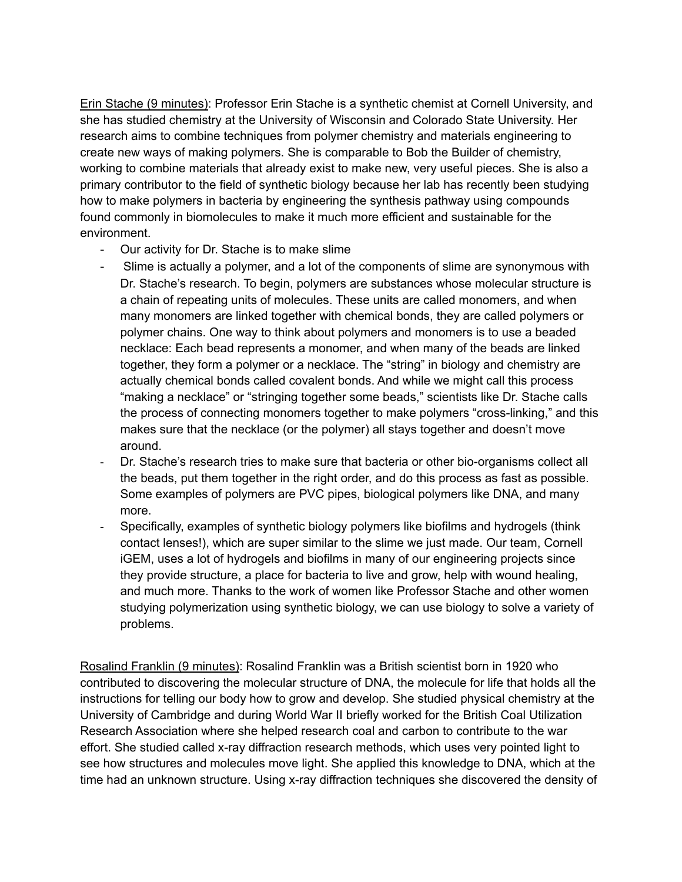<u>Erin Stache (9 minutes)</u>: Professor Erin Stache is a synthetic chemist at Cornell University, and she has studied chemistry at the University of Wisconsin and Colorado State University. Her research aims to combine techniques from polymer chemistry and materials engineering to create new ways of making polymers. She is comparable to Bob the Builder of chemistry, working to combine materials that already exist to make new, very useful pieces. She is also a primary contributor to the field of synthetic biology because her lab has recently been studying how to make polymers in bacteria by engineering the synthesis pathway using compounds found commonly in biomolecules to make it much more efficient and sustainable for the environment.

- Our activity for Dr. Stache is to make slime
- Slime is actually a polymer, and a lot of the components of slime are synonymous with Dr. Stache's research. To begin, polymers are substances whose molecular structure is a chain of repeating units of molecules. These units are called monomers, and when many monomers are linked together with chemical bonds, they are called polymers or polymer chains. One way to think about polymers and monomers is to use a beaded necklace: Each bead represents a monomer, and when many of the beads are linked together, they form a polymer or a necklace. The "string" in biology and chemistry are actually chemical bonds called covalent bonds. And while we might call this process "making a necklace" or "stringing together some beads," scientists like Dr. Stache calls the process of connecting monomers together to make polymers "cross-linking," and this makes sure that the necklace (or the polymer) all stays together and doesn't move around.
- Dr. Stache's research tries to make sure that bacteria or other bio-organisms collect all the beads, put them together in the right order, and do this process as fast as possible. Some examples of polymers are PVC pipes, biological polymers like DNA, and many more.
- Specifically, examples of synthetic biology polymers like biofilms and hydrogels (think contact lenses!), which are super similar to the slime we just made. Our team, Cornell iGEM, uses a lot of hydrogels and biofilms in many of our engineering projects since they provide structure, a place for bacteria to live and grow, help with wound healing, and much more. Thanks to the work of women like Professor Stache and other women studying polymerization using synthetic biology, we can use biology to solve a variety of problems.

<u>Rosalind Franklin (9 minutes)</u>: Rosalind Franklin was a British scientist born in 1920 who contributed to discovering the molecular structure of DNA, the molecule for life that holds all the instructions for telling our body how to grow and develop. She studied physical chemistry at the University of Cambridge and during World War II briefly worked for the British Coal Utilization Research Association where she helped research coal and carbon to contribute to the war effort. She studied called x-ray diffraction research methods, which uses very pointed light to see how structures and molecules move light. She applied this knowledge to DNA, which at the time had an unknown structure. Using x-ray diffraction techniques she discovered the density of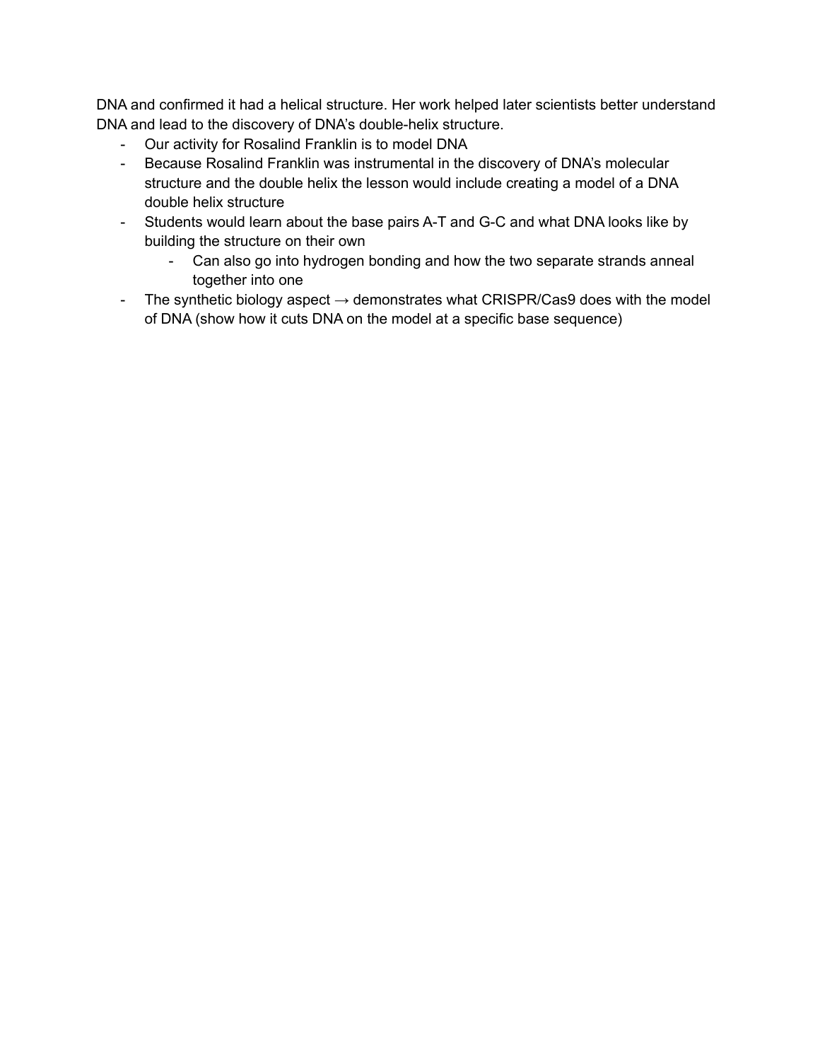DNA and confirmed it had a helical structure. Her work helped later scientists better understand DNA and lead to the discovery of DNA's double-helix structure.

- Our activity for Rosalind Franklin is to model DNA
- Because Rosalind Franklin was instrumental in the discovery of DNA's molecular structure and the double helix the lesson would include creating a model of a DNA double helix structure
- Students would learn about the base pairs A-T and G-C and what DNA looks like by building the structure on their own
    - Can also go into hydrogen bonding and how the two separate strands anneal together into one
- The synthetic biology aspect → demonstrates what CRISPR/Cas9 does with the model of DNA (show how it cuts DNA on the model at a specific base sequence)